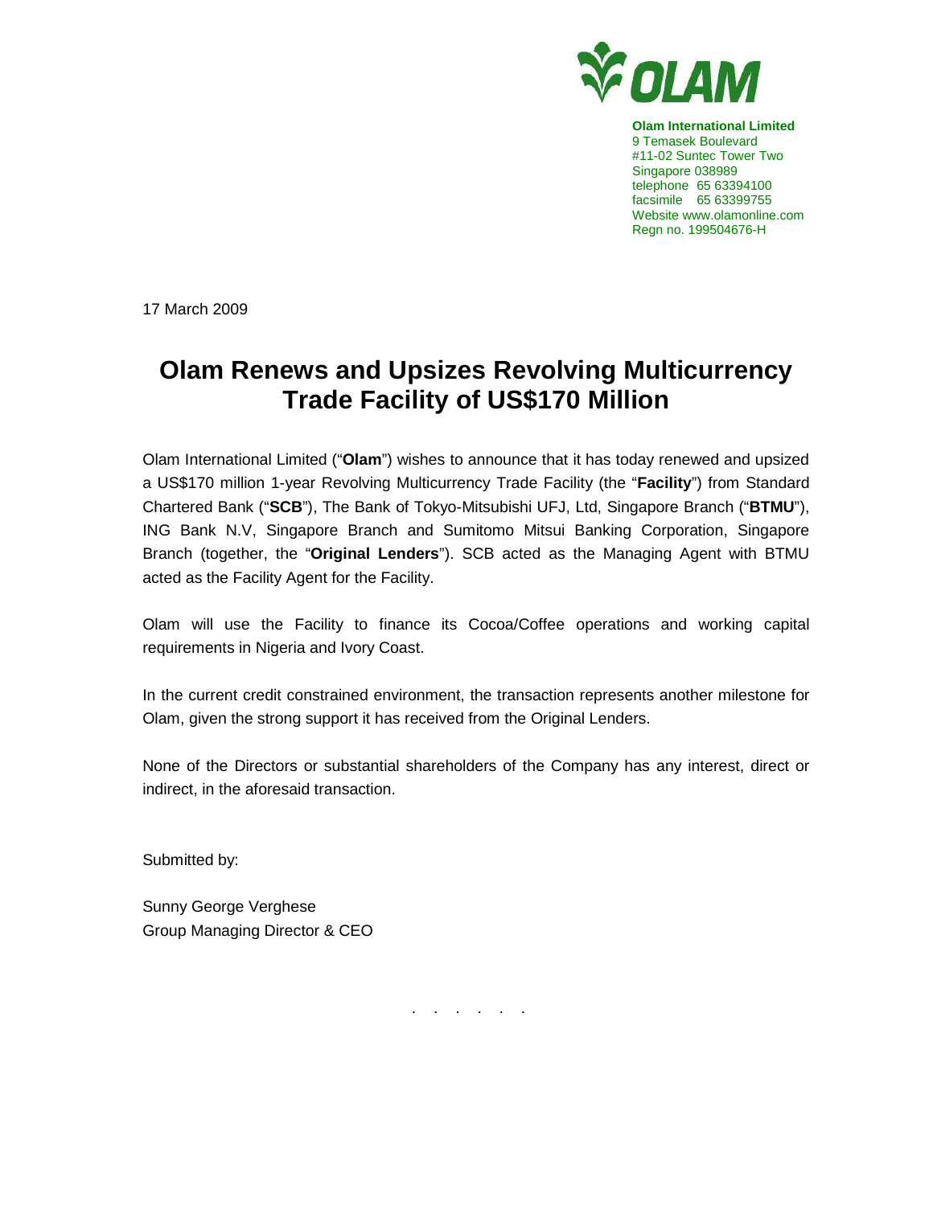**Olam International Limited**
9 Temasek Boulevard
#11-02 Suntec Tower Two
Singapore 038989
telephone 65 63394100
facsimile 65 63399755
Website www.olamonline.com
Regn no. 199504676-H

17 March 2009

# Olam Renews and Upsizes Revolving Multicurrency Trade Facility of US$170 Million

Olam International Limited ("**Olam**") wishes to announce that it has today renewed and upsized a US$170 million 1-year Revolving Multicurrency Trade Facility (the "**Facility**") from Standard Chartered Bank ("**SCB**"), The Bank of Tokyo-Mitsubishi UFJ, Ltd, Singapore Branch ("**BTMU**"), ING Bank N.V, Singapore Branch and Sumitomo Mitsui Banking Corporation, Singapore Branch (together, the "**Original Lenders**"). SCB acted as the Managing Agent with BTMU acted as the Facility Agent for the Facility.

Olam will use the Facility to finance its Cocoa/Coffee operations and working capital requirements in Nigeria and Ivory Coast.

In the current credit constrained environment, the transaction represents another milestone for Olam, given the strong support it has received from the Original Lenders.

None of the Directors or substantial shareholders of the Company has any interest, direct or indirect, in the aforesaid transaction.

Submitted by:

Sunny George Verghese
Group Managing Director & CEO

. . . . . .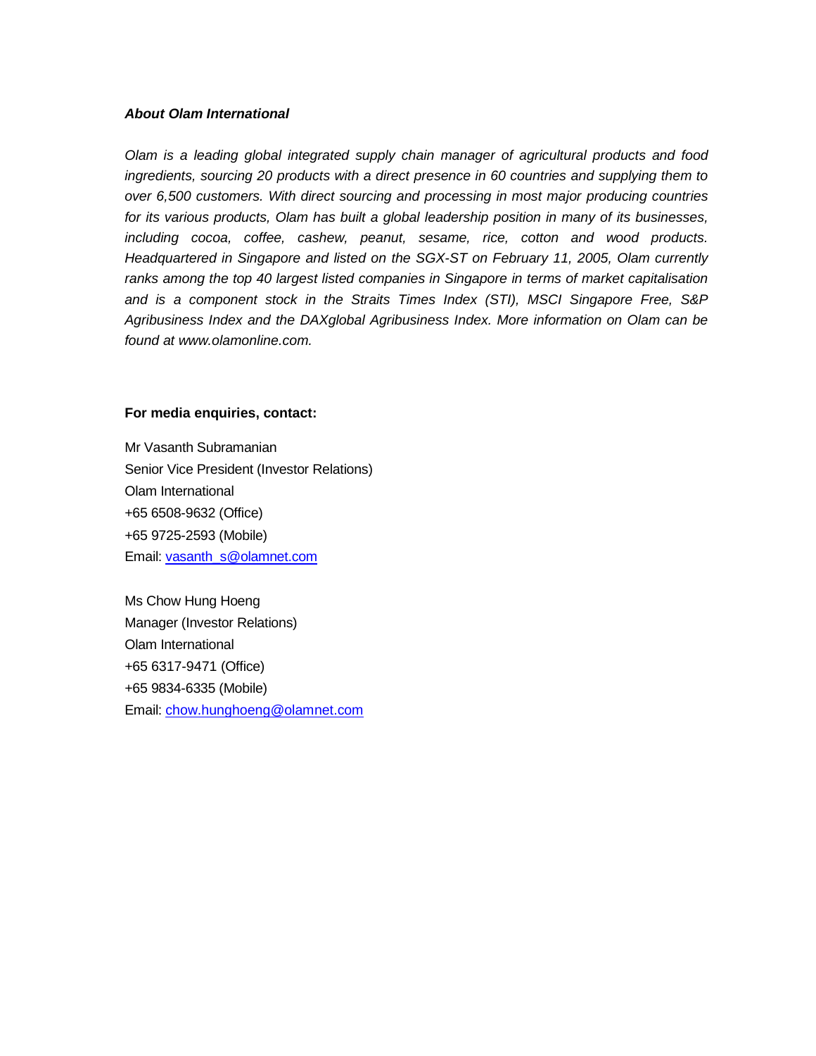***About Olam International***

*Olam is a leading global integrated supply chain manager of agricultural products and food ingredients, sourcing 20 products with a direct presence in 60 countries and supplying them to over 6,500 customers. With direct sourcing and processing in most major producing countries for its various products, Olam has built a global leadership position in many of its businesses, including cocoa, coffee, cashew, peanut, sesame, rice, cotton and wood products. Headquartered in Singapore and listed on the SGX-ST on February 11, 2005, Olam currently ranks among the top 40 largest listed companies in Singapore in terms of market capitalisation and is a component stock in the Straits Times Index (STI), MSCI Singapore Free, S&P Agribusiness Index and the DAXglobal Agribusiness Index. More information on Olam can be found at www.olamonline.com.*

**For media enquiries, contact:**

Mr Vasanth Subramanian
Senior Vice President (Investor Relations)
Olam International
+65 6508-9632 (Office)
+65 9725-2593 (Mobile)
Email: vasanth_s@olamnet.com

Ms Chow Hung Hoeng
Manager (Investor Relations)
Olam International
+65 6317-9471 (Office)
+65 9834-6335 (Mobile)
Email: chow.hunghoeng@olamnet.com